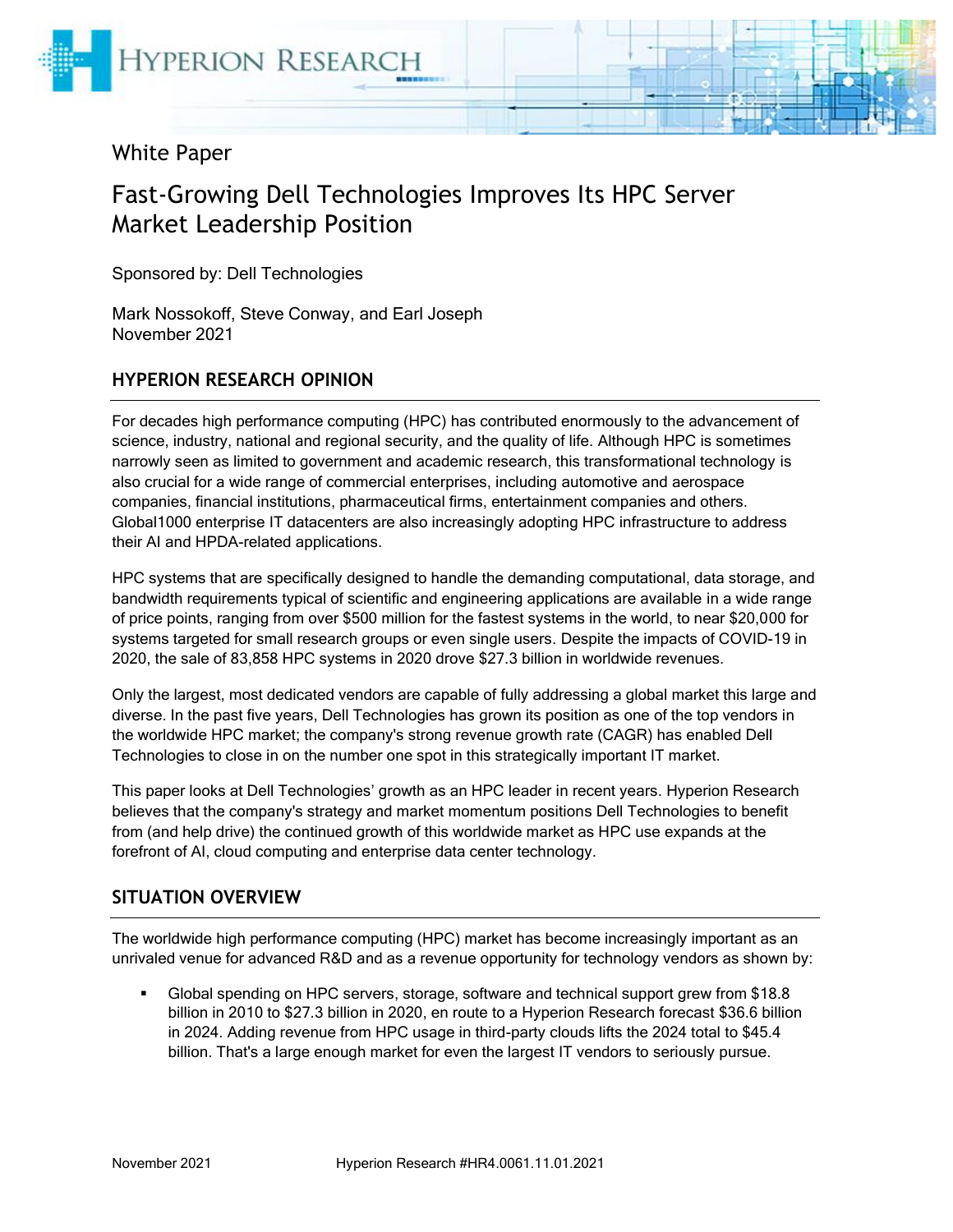White Paper

# Fast-Growing Dell Technologies Improves Its HPC Server Market Leadership Position

Sponsored by: Dell Technologies

Mark Nossokoff, Steve Conway, and Earl Joseph
November 2021

## HYPERION RESEARCH OPINION

For decades high performance computing (HPC) has contributed enormously to the advancement of science, industry, national and regional security, and the quality of life. Although HPC is sometimes narrowly seen as limited to government and academic research, this transformational technology is also crucial for a wide range of commercial enterprises, including automotive and aerospace companies, financial institutions, pharmaceutical firms, entertainment companies and others. Global1000 enterprise IT datacenters are also increasingly adopting HPC infrastructure to address their AI and HPDA-related applications.

HPC systems that are specifically designed to handle the demanding computational, data storage, and bandwidth requirements typical of scientific and engineering applications are available in a wide range of price points, ranging from over $500 million for the fastest systems in the world, to near $20,000 for systems targeted for small research groups or even single users. Despite the impacts of COVID-19 in 2020, the sale of 83,858 HPC systems in 2020 drove $27.3 billion in worldwide revenues.

Only the largest, most dedicated vendors are capable of fully addressing a global market this large and diverse. In the past five years, Dell Technologies has grown its position as one of the top vendors in the worldwide HPC market; the company's strong revenue growth rate (CAGR) has enabled Dell Technologies to close in on the number one spot in this strategically important IT market.

This paper looks at Dell Technologies' growth as an HPC leader in recent years. Hyperion Research believes that the company's strategy and market momentum positions Dell Technologies to benefit from (and help drive) the continued growth of this worldwide market as HPC use expands at the forefront of AI, cloud computing and enterprise data center technology.

## SITUATION OVERVIEW

The worldwide high performance computing (HPC) market has become increasingly important as an unrivaled venue for advanced R&D and as a revenue opportunity for technology vendors as shown by:

- Global spending on HPC servers, storage, software and technical support grew from $18.8 billion in 2010 to $27.3 billion in 2020, en route to a Hyperion Research forecast $36.6 billion in 2024. Adding revenue from HPC usage in third-party clouds lifts the 2024 total to $45.4 billion. That's a large enough market for even the largest IT vendors to seriously pursue.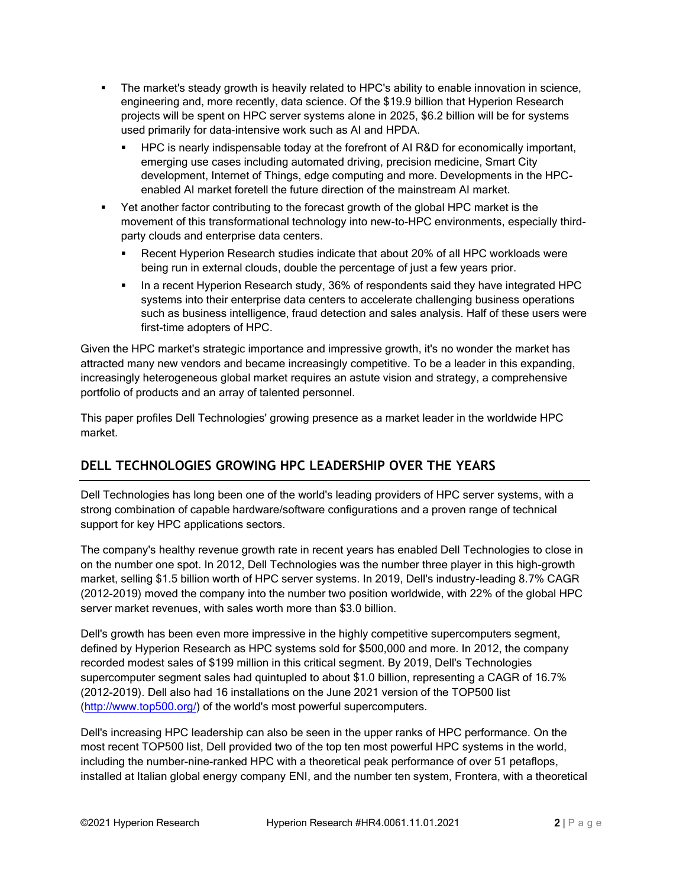- The market's steady growth is heavily related to HPC's ability to enable innovation in science, engineering and, more recently, data science. Of the $19.9 billion that Hyperion Research projects will be spent on HPC server systems alone in 2025, $6.2 billion will be for systems used primarily for data-intensive work such as AI and HPDA.
  - HPC is nearly indispensable today at the forefront of AI R&D for economically important, emerging use cases including automated driving, precision medicine, Smart City development, Internet of Things, edge computing and more. Developments in the HPC-enabled AI market foretell the future direction of the mainstream AI market.
- Yet another factor contributing to the forecast growth of the global HPC market is the movement of this transformational technology into new-to-HPC environments, especially third-party clouds and enterprise data centers.
  - Recent Hyperion Research studies indicate that about 20% of all HPC workloads were being run in external clouds, double the percentage of just a few years prior.
  - In a recent Hyperion Research study, 36% of respondents said they have integrated HPC systems into their enterprise data centers to accelerate challenging business operations such as business intelligence, fraud detection and sales analysis. Half of these users were first-time adopters of HPC.

Given the HPC market's strategic importance and impressive growth, it's no wonder the market has attracted many new vendors and became increasingly competitive. To be a leader in this expanding, increasingly heterogeneous global market requires an astute vision and strategy, a comprehensive portfolio of products and an array of talented personnel.

This paper profiles Dell Technologies' growing presence as a market leader in the worldwide HPC market.

## DELL TECHNOLOGIES GROWING HPC LEADERSHIP OVER THE YEARS

Dell Technologies has long been one of the world's leading providers of HPC server systems, with a strong combination of capable hardware/software configurations and a proven range of technical support for key HPC applications sectors.

The company's healthy revenue growth rate in recent years has enabled Dell Technologies to close in on the number one spot. In 2012, Dell Technologies was the number three player in this high-growth market, selling $1.5 billion worth of HPC server systems. In 2019, Dell's industry-leading 8.7% CAGR (2012-2019) moved the company into the number two position worldwide, with 22% of the global HPC server market revenues, with sales worth more than $3.0 billion.

Dell's growth has been even more impressive in the highly competitive supercomputers segment, defined by Hyperion Research as HPC systems sold for $500,000 and more. In 2012, the company recorded modest sales of $199 million in this critical segment. By 2019, Dell's Technologies supercomputer segment sales had quintupled to about $1.0 billion, representing a CAGR of 16.7% (2012-2019). Dell also had 16 installations on the June 2021 version of the TOP500 list (http://www.top500.org/) of the world's most powerful supercomputers.

Dell's increasing HPC leadership can also be seen in the upper ranks of HPC performance. On the most recent TOP500 list, Dell provided two of the top ten most powerful HPC systems in the world, including the number-nine-ranked HPC with a theoretical peak performance of over 51 petaflops, installed at Italian global energy company ENI, and the number ten system, Frontera, with a theoretical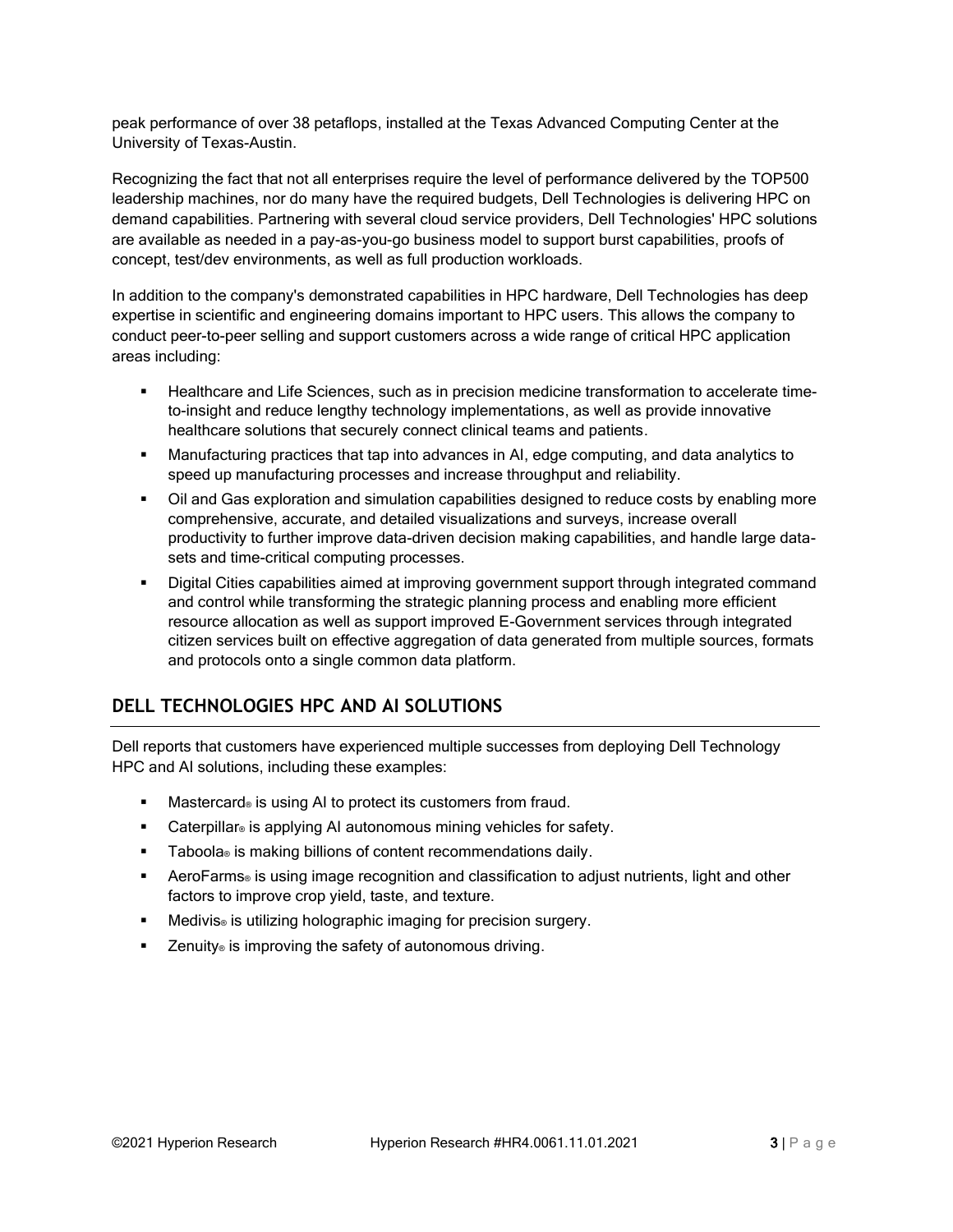peak performance of over 38 petaflops, installed at the Texas Advanced Computing Center at the University of Texas-Austin.

Recognizing the fact that not all enterprises require the level of performance delivered by the TOP500 leadership machines, nor do many have the required budgets, Dell Technologies is delivering HPC on demand capabilities. Partnering with several cloud service providers, Dell Technologies' HPC solutions are available as needed in a pay-as-you-go business model to support burst capabilities, proofs of concept, test/dev environments, as well as full production workloads.

In addition to the company's demonstrated capabilities in HPC hardware, Dell Technologies has deep expertise in scientific and engineering domains important to HPC users. This allows the company to conduct peer-to-peer selling and support customers across a wide range of critical HPC application areas including:

- Healthcare and Life Sciences, such as in precision medicine transformation to accelerate time-to-insight and reduce lengthy technology implementations, as well as provide innovative healthcare solutions that securely connect clinical teams and patients.
- Manufacturing practices that tap into advances in AI, edge computing, and data analytics to speed up manufacturing processes and increase throughput and reliability.
- Oil and Gas exploration and simulation capabilities designed to reduce costs by enabling more comprehensive, accurate, and detailed visualizations and surveys, increase overall productivity to further improve data-driven decision making capabilities, and handle large data-sets and time-critical computing processes.
- Digital Cities capabilities aimed at improving government support through integrated command and control while transforming the strategic planning process and enabling more efficient resource allocation as well as support improved E-Government services through integrated citizen services built on effective aggregation of data generated from multiple sources, formats and protocols onto a single common data platform.

## DELL TECHNOLOGIES HPC AND AI SOLUTIONS

Dell reports that customers have experienced multiple successes from deploying Dell Technology HPC and AI solutions, including these examples:

- Mastercard® is using AI to protect its customers from fraud.
- Caterpillar® is applying AI autonomous mining vehicles for safety.
- Taboola® is making billions of content recommendations daily.
- AeroFarms® is using image recognition and classification to adjust nutrients, light and other factors to improve crop yield, taste, and texture.
- Medivis® is utilizing holographic imaging for precision surgery.
- Zenuity® is improving the safety of autonomous driving.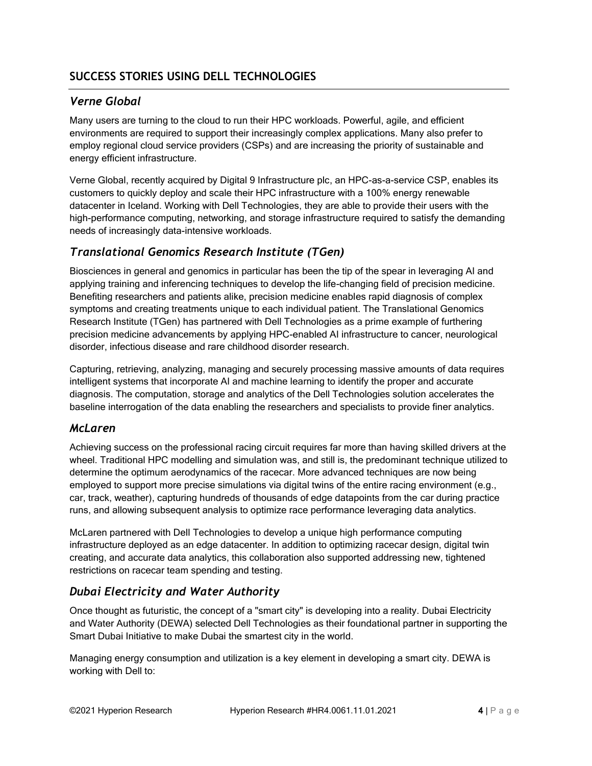## SUCCESS STORIES USING DELL TECHNOLOGIES

### *Verne Global*

Many users are turning to the cloud to run their HPC workloads. Powerful, agile, and efficient environments are required to support their increasingly complex applications. Many also prefer to employ regional cloud service providers (CSPs) and are increasing the priority of sustainable and energy efficient infrastructure.

Verne Global, recently acquired by Digital 9 Infrastructure plc, an HPC-as-a-service CSP, enables its customers to quickly deploy and scale their HPC infrastructure with a 100% energy renewable datacenter in Iceland. Working with Dell Technologies, they are able to provide their users with the high-performance computing, networking, and storage infrastructure required to satisfy the demanding needs of increasingly data-intensive workloads.

### *Translational Genomics Research Institute (TGen)*

Biosciences in general and genomics in particular has been the tip of the spear in leveraging AI and applying training and inferencing techniques to develop the life-changing field of precision medicine. Benefiting researchers and patients alike, precision medicine enables rapid diagnosis of complex symptoms and creating treatments unique to each individual patient. The Translational Genomics Research Institute (TGen) has partnered with Dell Technologies as a prime example of furthering precision medicine advancements by applying HPC-enabled AI infrastructure to cancer, neurological disorder, infectious disease and rare childhood disorder research.

Capturing, retrieving, analyzing, managing and securely processing massive amounts of data requires intelligent systems that incorporate AI and machine learning to identify the proper and accurate diagnosis. The computation, storage and analytics of the Dell Technologies solution accelerates the baseline interrogation of the data enabling the researchers and specialists to provide finer analytics.

### *McLaren*

Achieving success on the professional racing circuit requires far more than having skilled drivers at the wheel. Traditional HPC modelling and simulation was, and still is, the predominant technique utilized to determine the optimum aerodynamics of the racecar. More advanced techniques are now being employed to support more precise simulations via digital twins of the entire racing environment (e.g., car, track, weather), capturing hundreds of thousands of edge datapoints from the car during practice runs, and allowing subsequent analysis to optimize race performance leveraging data analytics.

McLaren partnered with Dell Technologies to develop a unique high performance computing infrastructure deployed as an edge datacenter. In addition to optimizing racecar design, digital twin creating, and accurate data analytics, this collaboration also supported addressing new, tightened restrictions on racecar team spending and testing.

### *Dubai Electricity and Water Authority*

Once thought as futuristic, the concept of a "smart city" is developing into a reality. Dubai Electricity and Water Authority (DEWA) selected Dell Technologies as their foundational partner in supporting the Smart Dubai Initiative to make Dubai the smartest city in the world.

Managing energy consumption and utilization is a key element in developing a smart city. DEWA is working with Dell to: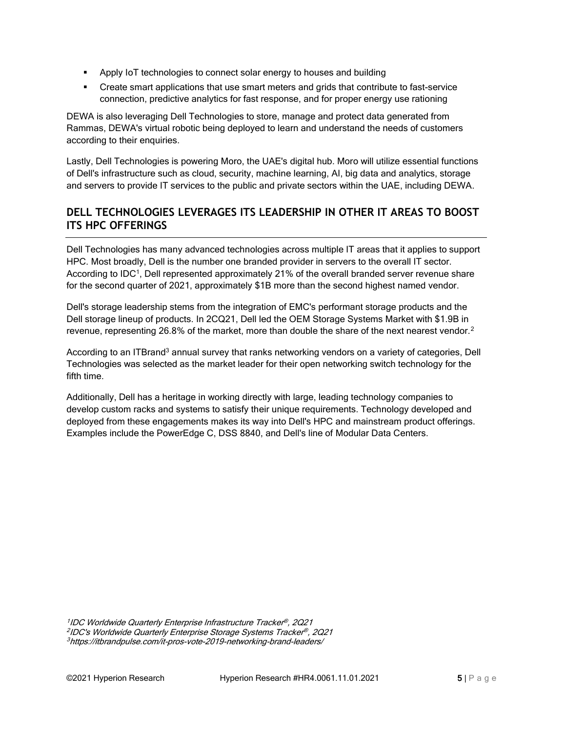- Apply IoT technologies to connect solar energy to houses and building
- Create smart applications that use smart meters and grids that contribute to fast-service connection, predictive analytics for fast response, and for proper energy use rationing

DEWA is also leveraging Dell Technologies to store, manage and protect data generated from Rammas, DEWA's virtual robotic being deployed to learn and understand the needs of customers according to their enquiries.

Lastly, Dell Technologies is powering Moro, the UAE's digital hub. Moro will utilize essential functions of Dell's infrastructure such as cloud, security, machine learning, AI, big data and analytics, storage and servers to provide IT services to the public and private sectors within the UAE, including DEWA.

## DELL TECHNOLOGIES LEVERAGES ITS LEADERSHIP IN OTHER IT AREAS TO BOOST ITS HPC OFFERINGS

Dell Technologies has many advanced technologies across multiple IT areas that it applies to support HPC. Most broadly, Dell is the number one branded provider in servers to the overall IT sector. According to IDC[1], Dell represented approximately 21% of the overall branded server revenue share for the second quarter of 2021, approximately $1B more than the second highest named vendor.

Dell's storage leadership stems from the integration of EMC's performant storage products and the Dell storage lineup of products. In 2CQ21, Dell led the OEM Storage Systems Market with $1.9B in revenue, representing 26.8% of the market, more than double the share of the next nearest vendor.[2]

According to an ITBrand[3] annual survey that ranks networking vendors on a variety of categories, Dell Technologies was selected as the market leader for their open networking switch technology for the fifth time.

Additionally, Dell has a heritage in working directly with large, leading technology companies to develop custom racks and systems to satisfy their unique requirements. Technology developed and deployed from these engagements makes its way into Dell's HPC and mainstream product offerings. Examples include the PowerEdge C, DSS 8840, and Dell's line of Modular Data Centers.

*[1] IDC Worldwide Quarterly Enterprise Infrastructure Tracker®, 2Q21*
*[2] IDC's Worldwide Quarterly Enterprise Storage Systems Tracker®, 2Q21*
*[3] https://itbrandpulse.com/it-pros-vote-2019-networking-brand-leaders/*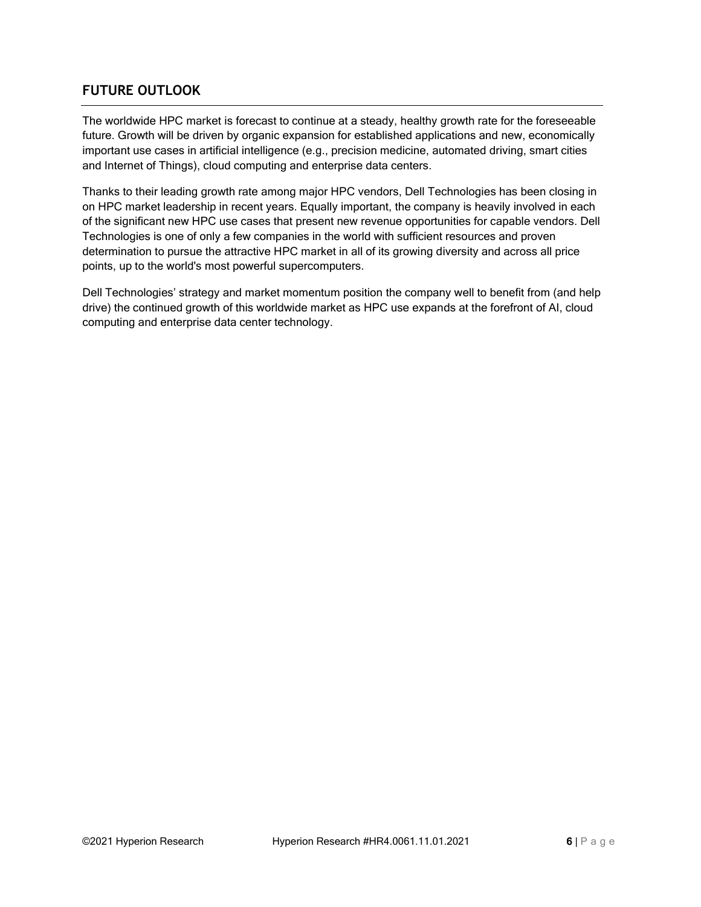## FUTURE OUTLOOK

The worldwide HPC market is forecast to continue at a steady, healthy growth rate for the foreseeable future. Growth will be driven by organic expansion for established applications and new, economically important use cases in artificial intelligence (e.g., precision medicine, automated driving, smart cities and Internet of Things), cloud computing and enterprise data centers.

Thanks to their leading growth rate among major HPC vendors, Dell Technologies has been closing in on HPC market leadership in recent years. Equally important, the company is heavily involved in each of the significant new HPC use cases that present new revenue opportunities for capable vendors. Dell Technologies is one of only a few companies in the world with sufficient resources and proven determination to pursue the attractive HPC market in all of its growing diversity and across all price points, up to the world's most powerful supercomputers.

Dell Technologies' strategy and market momentum position the company well to benefit from (and help drive) the continued growth of this worldwide market as HPC use expands at the forefront of AI, cloud computing and enterprise data center technology.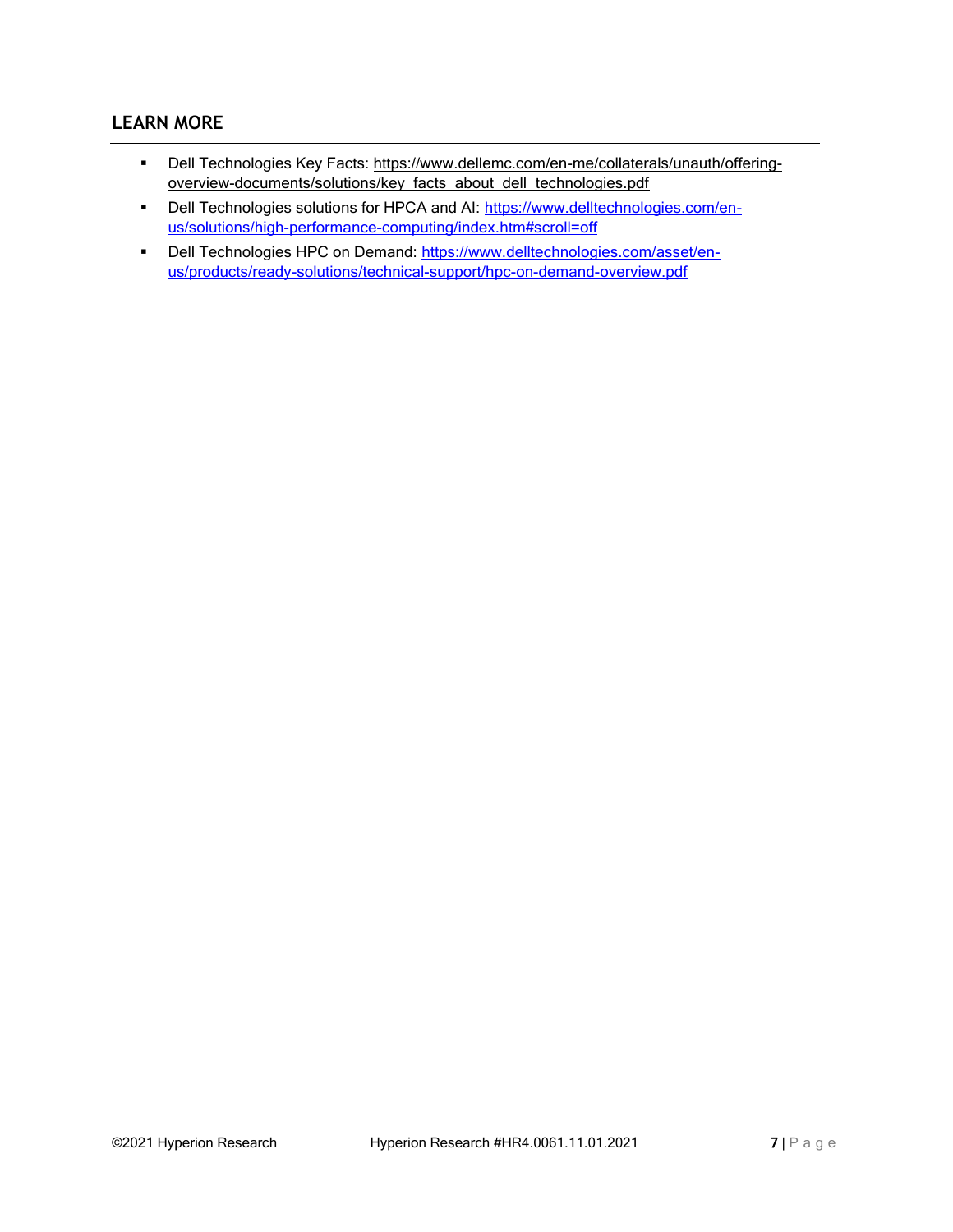## LEARN MORE

- Dell Technologies Key Facts: https://www.dellemc.com/en-me/collaterals/unauth/offering-overview-documents/solutions/key_facts_about_dell_technologies.pdf
- Dell Technologies solutions for HPCA and AI: https://www.delltechnologies.com/en-us/solutions/high-performance-computing/index.htm#scroll=off
- Dell Technologies HPC on Demand: https://www.delltechnologies.com/asset/en-us/products/ready-solutions/technical-support/hpc-on-demand-overview.pdf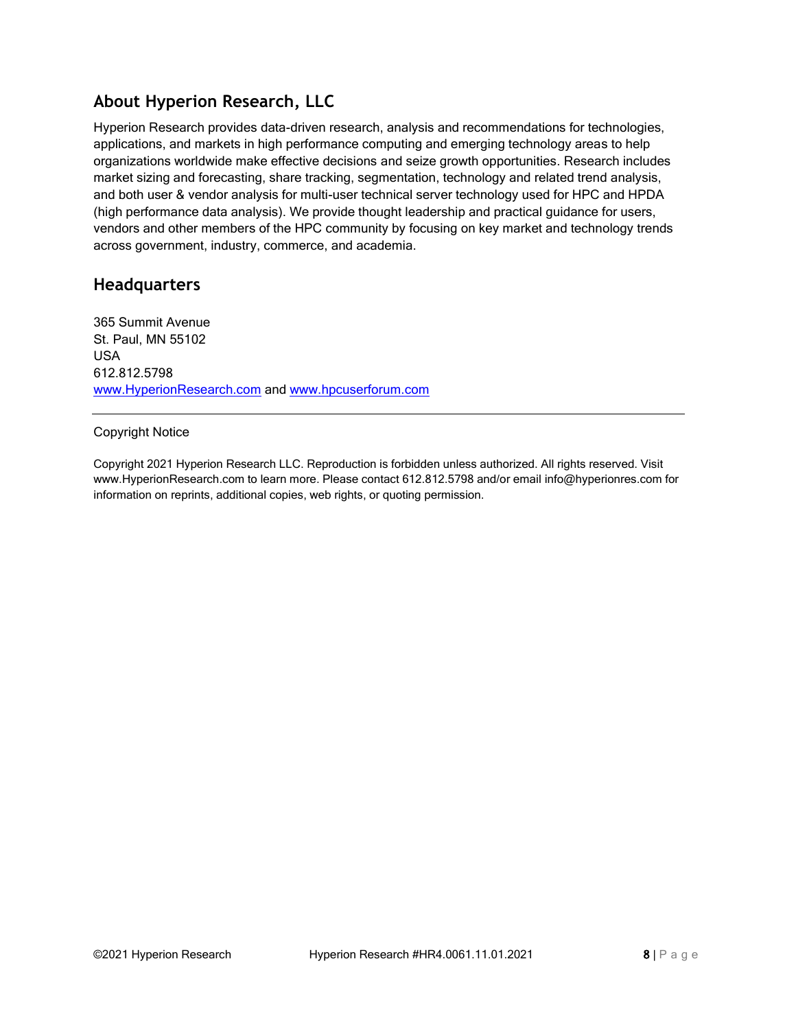## About Hyperion Research, LLC

Hyperion Research provides data-driven research, analysis and recommendations for technologies, applications, and markets in high performance computing and emerging technology areas to help organizations worldwide make effective decisions and seize growth opportunities. Research includes market sizing and forecasting, share tracking, segmentation, technology and related trend analysis, and both user & vendor analysis for multi-user technical server technology used for HPC and HPDA (high performance data analysis). We provide thought leadership and practical guidance for users, vendors and other members of the HPC community by focusing on key market and technology trends across government, industry, commerce, and academia.

## Headquarters

365 Summit Avenue
St. Paul, MN 55102
USA
612.812.5798
www.HyperionResearch.com and www.hpcuserforum.com

---

Copyright Notice

Copyright 2021 Hyperion Research LLC. Reproduction is forbidden unless authorized. All rights reserved. Visit www.HyperionResearch.com to learn more. Please contact 612.812.5798 and/or email info@hyperionres.com for information on reprints, additional copies, web rights, or quoting permission.